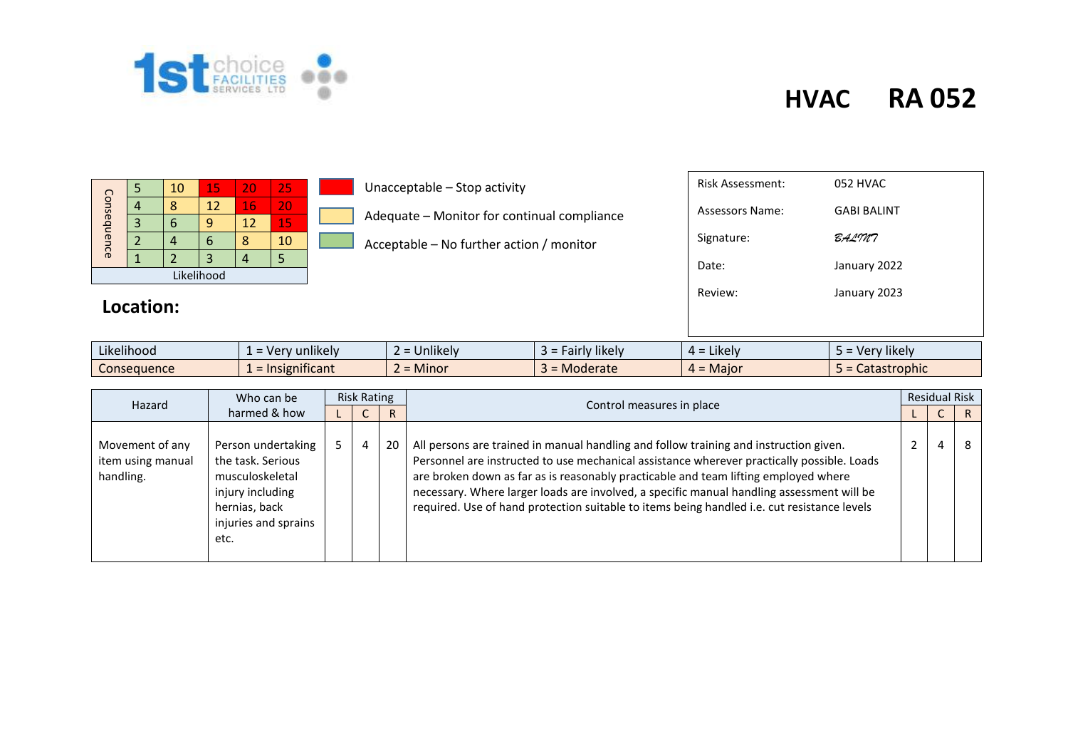# HVAC RA 052

| Consequence | | | | | |
|---|---|---|---|---|---|
| 5 | 5 | 10 | 15 | 20 | 25 |
| 4 | 4 | 8 | 12 | 16 | 20 |
| 3 | 3 | 6 | 9 | 12 | 15 |
| 2 | 2 | 4 | 6 | 8 | 10 |
| 1 | 1 | 2 | 3 | 4 | 5 |
| | Likelihood | | | | |

- Unacceptable – Stop activity
- Adequate – Monitor for continual compliance
- Acceptable – No further action / monitor

| | |
|---|---|
| Risk Assessment: | 052 HVAC |
| Assessors Name: | GABI BALINT |
| Signature: | BALINT |
| Date: | January 2022 |
| Review: | January 2023 |

**Location:**

| | | | | | |
|---|---|---|---|---|---|
| Likelihood | 1 = Very unlikely | 2 = Unlikely | 3 = Fairly likely | 4 = Likely | 5 = Very likely |
| Consequence | 1 = Insignificant | 2 = Minor | 3 = Moderate | 4 = Major | 5 = Catastrophic |

| Hazard | Who can be harmed & how | Risk Rating | | | Control measures in place | Residual Risk | | |
|---|---|---|---|---|---|---|---|---|
| | | L | C | R | | L | C | R |
| Movement of any item using manual handling. | Person undertaking the task. Serious musculoskeletal injury including hernias, back injuries and sprains etc. | 5 | 4 | 20 | All persons are trained in manual handling and follow training and instruction given. Personnel are instructed to use mechanical assistance wherever practically possible. Loads are broken down as far as is reasonably practicable and team lifting employed where necessary. Where larger loads are involved, a specific manual handling assessment will be required. Use of hand protection suitable to items being handled i.e. cut resistance levels | 2 | 4 | 8 |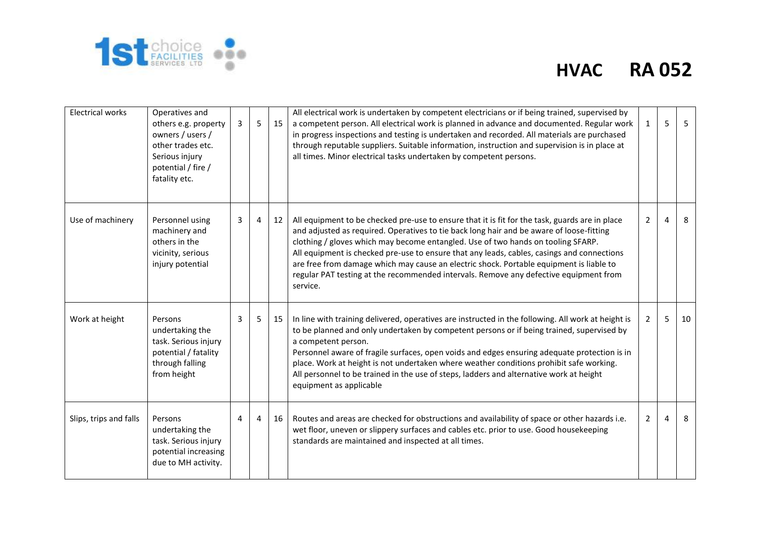| Electrical works | Operatives and others e.g. property owners / users / other trades etc. Serious injury potential / fire / fatality etc. | 3 | 5 | 15 | All electrical work is undertaken by competent electricians or if being trained, supervised by a competent person. All electrical work is planned in advance and documented. Regular work in progress inspections and testing is undertaken and recorded. All materials are purchased through reputable suppliers. Suitable information, instruction and supervision is in place at all times. Minor electrical tasks undertaken by competent persons. | 1 | 5 | 5 |
|---|---|---|---|---|---|---|---|---|
| Use of machinery | Personnel using machinery and others in the vicinity, serious injury potential | 3 | 4 | 12 | All equipment to be checked pre-use to ensure that it is fit for the task, guards are in place and adjusted as required. Operatives to tie back long hair and be aware of loose-fitting clothing / gloves which may become entangled. Use of two hands on tooling SFARP.<br>All equipment is checked pre-use to ensure that any leads, cables, casings and connections are free from damage which may cause an electric shock. Portable equipment is liable to regular PAT testing at the recommended intervals. Remove any defective equipment from service. | 2 | 4 | 8 |
| Work at height | Persons undertaking the task. Serious injury potential / fatality through falling from height | 3 | 5 | 15 | In line with training delivered, operatives are instructed in the following. All work at height is to be planned and only undertaken by competent persons or if being trained, supervised by a competent person.<br>Personnel aware of fragile surfaces, open voids and edges ensuring adequate protection is in place. Work at height is not undertaken where weather conditions prohibit safe working.<br>All personnel to be trained in the use of steps, ladders and alternative work at height equipment as applicable | 2 | 5 | 10 |
| Slips, trips and falls | Persons undertaking the task. Serious injury potential increasing due to MH activity. | 4 | 4 | 16 | Routes and areas are checked for obstructions and availability of space or other hazards i.e. wet floor, uneven or slippery surfaces and cables etc. prior to use. Good housekeeping standards are maintained and inspected at all times. | 2 | 4 | 8 |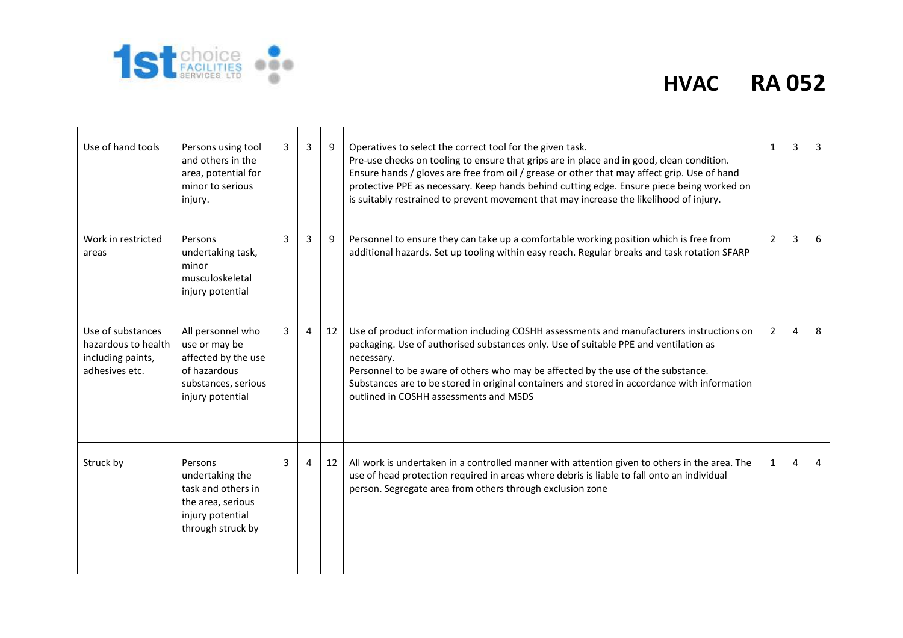# HVAC RA 052

| | | | | | | | | |
|---|---|---|---|---|---|---|---|---|
| Use of hand tools | Persons using tool and others in the area, potential for minor to serious injury. | 3 | 3 | 9 | Operatives to select the correct tool for the given task.<br>Pre-use checks on tooling to ensure that grips are in place and in good, clean condition.<br>Ensure hands / gloves are free from oil / grease or other that may affect grip. Use of hand protective PPE as necessary. Keep hands behind cutting edge. Ensure piece being worked on is suitably restrained to prevent movement that may increase the likelihood of injury. | 1 | 3 | 3 |
| Work in restricted areas | Persons undertaking task, minor musculoskeletal injury potential | 3 | 3 | 9 | Personnel to ensure they can take up a comfortable working position which is free from additional hazards. Set up tooling within easy reach. Regular breaks and task rotation SFARP | 2 | 3 | 6 |
| Use of substances hazardous to health including paints, adhesives etc. | All personnel who use or may be affected by the use of hazardous substances, serious injury potential | 3 | 4 | 12 | Use of product information including COSHH assessments and manufacturers instructions on packaging. Use of authorised substances only. Use of suitable PPE and ventilation as necessary.<br>Personnel to be aware of others who may be affected by the use of the substance.<br>Substances are to be stored in original containers and stored in accordance with information outlined in COSHH assessments and MSDS | 2 | 4 | 8 |
| Struck by | Persons undertaking the task and others in the area, serious injury potential through struck by | 3 | 4 | 12 | All work is undertaken in a controlled manner with attention given to others in the area. The use of head protection required in areas where debris is liable to fall onto an individual person. Segregate area from others through exclusion zone | 1 | 4 | 4 |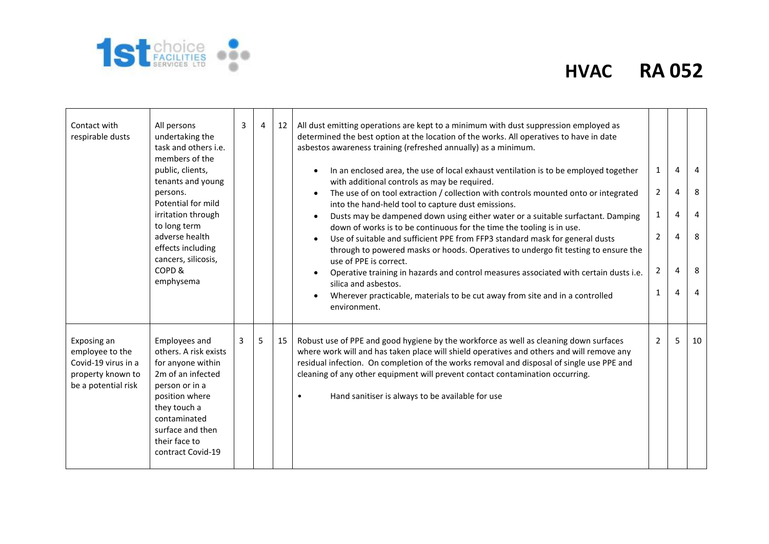# HVAC RA 052

| | | | | | | | | |
|---|---|---|---|---|---|---|---|---|
| Contact with respirable dusts | All persons undertaking the task and others i.e. members of the public, clients, tenants and young persons. Potential for mild irritation through to long term adverse health effects including cancers, silicosis, COPD & emphysema | 3 | 4 | 12 | All dust emitting operations are kept to a minimum with dust suppression employed as determined the best option at the location of the works. All operatives to have in date asbestos awareness training (refreshed annually) as a minimum. | | | |
| | | | | | • In an enclosed area, the use of local exhaust ventilation is to be employed together with additional controls as may be required. | 1 | 4 | 4 |
| | | | | | • The use of on tool extraction / collection with controls mounted onto or integrated into the hand-held tool to capture dust emissions. | 2 | 4 | 8 |
| | | | | | • Dusts may be dampened down using either water or a suitable surfactant. Damping down of works is to be continuous for the time the tooling is in use. | 1 | 4 | 4 |
| | | | | | • Use of suitable and sufficient PPE from FFP3 standard mask for general dusts through to powered masks or hoods. Operatives to undergo fit testing to ensure the use of PPE is correct. | 2 | 4 | 8 |
| | | | | | • Operative training in hazards and control measures associated with certain dusts i.e. silica and asbestos. | 2 | 4 | 8 |
| | | | | | • Wherever practicable, materials to be cut away from site and in a controlled environment. | 1 | 4 | 4 |
| Exposing an employee to the Covid-19 virus in a property known to be a potential risk | Employees and others. A risk exists for anyone within 2m of an infected person or in a position where they touch a contaminated surface and then their face to contract Covid-19 | 3 | 5 | 15 | Robust use of PPE and good hygiene by the workforce as well as cleaning down surfaces where work will and has taken place will shield operatives and others and will remove any residual infection. On completion of the works removal and disposal of single use PPE and cleaning of any other equipment will prevent contact contamination occurring.<br><br>• Hand sanitiser is always to be available for use | 2 | 5 | 10 |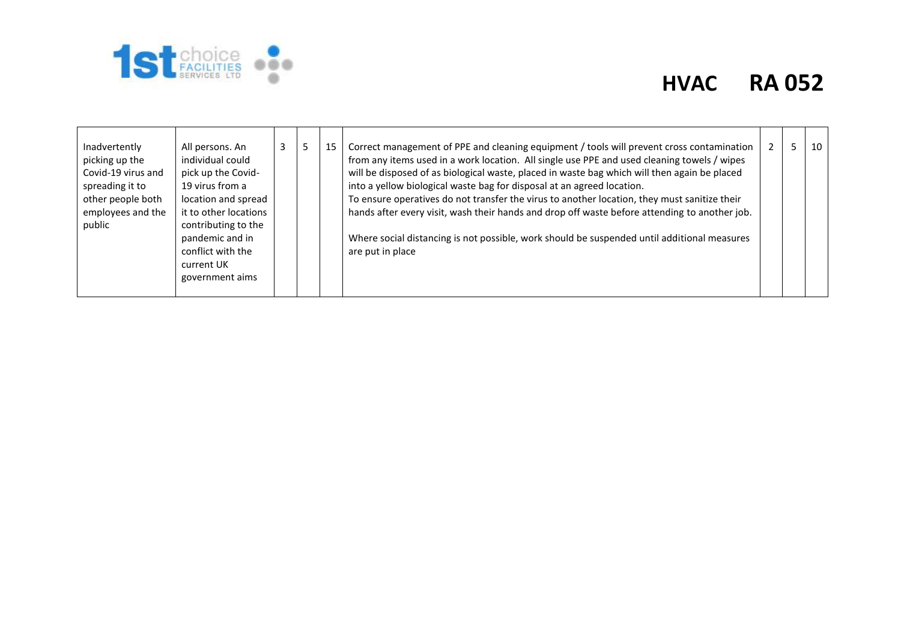| | | | | | | | | |
|---|---|---|---|---|---|---|---|---|
| Inadvertently picking up the Covid-19 virus and spreading it to other people both employees and the public | All persons. An individual could pick up the Covid-19 virus from a location and spread it to other locations contributing to the pandemic and in conflict with the current UK government aims | 3 | 5 | 15 | Correct management of PPE and cleaning equipment / tools will prevent cross contamination from any items used in a work location. All single use PPE and used cleaning towels / wipes will be disposed of as biological waste, placed in waste bag which will then again be placed into a yellow biological waste bag for disposal at an agreed location.<br>To ensure operatives do not transfer the virus to another location, they must sanitize their hands after every visit, wash their hands and drop off waste before attending to another job.<br><br>Where social distancing is not possible, work should be suspended until additional measures are put in place | 2 | 5 | 10 |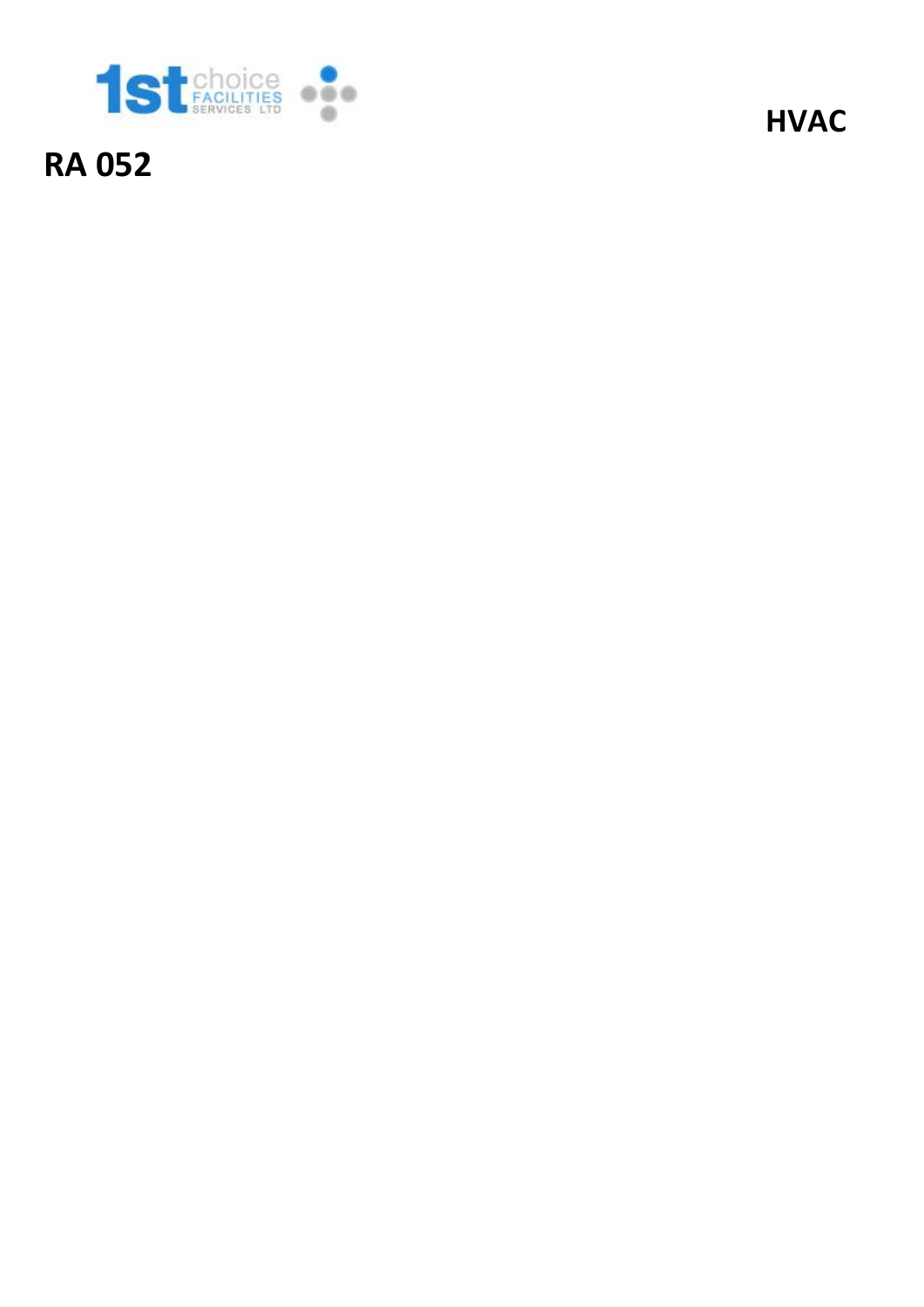HVAC

# RA 052